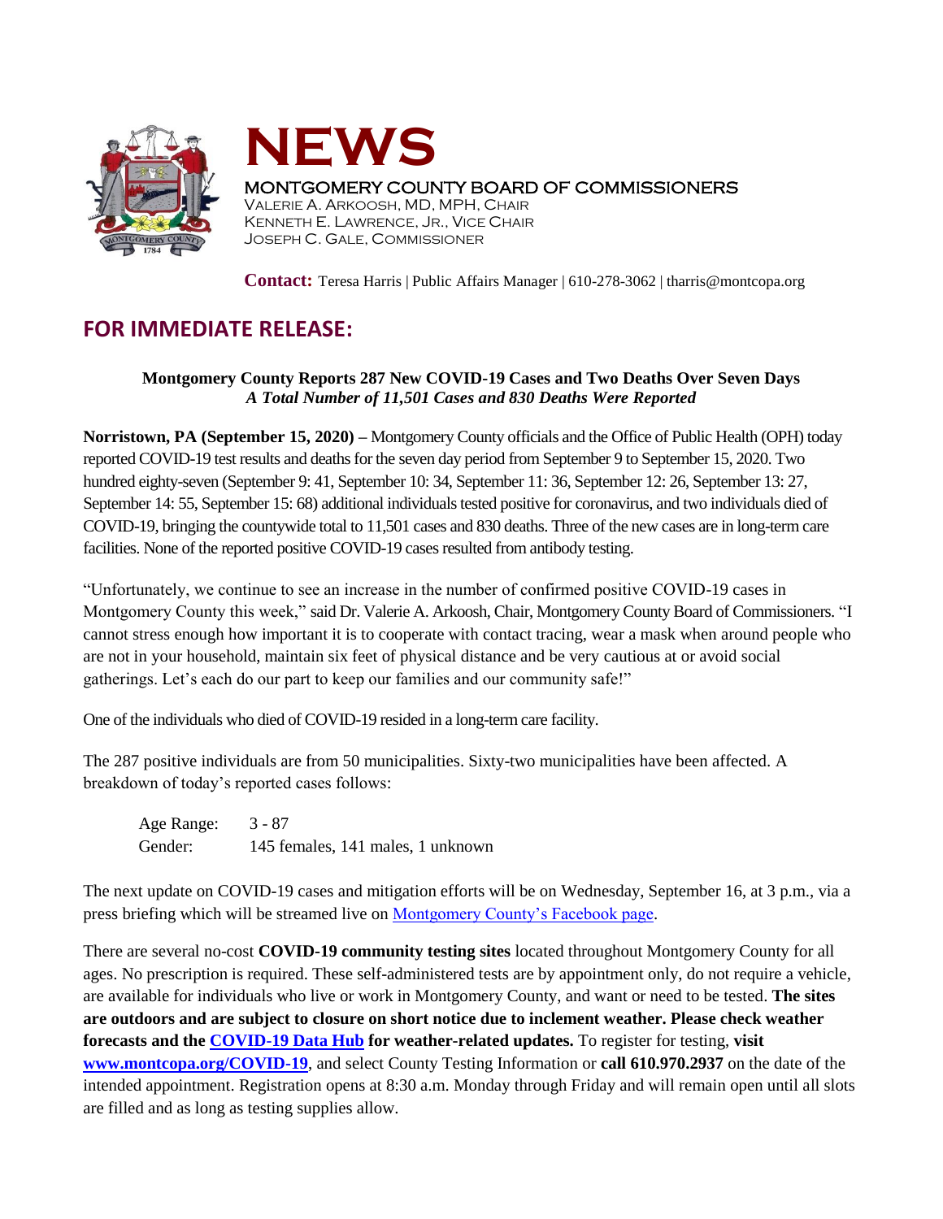# NEWS

MONTGOMERY COUNTY BOARD OF COMMISSIONERS
VALERIE A. ARKOOSH, MD, MPH, CHAIR
KENNETH E. LAWRENCE, JR., VICE CHAIR
JOSEPH C. GALE, COMMISSIONER

**Contact:** Teresa Harris | Public Affairs Manager | 610-278-3062 | tharris@montcopa.org

## FOR IMMEDIATE RELEASE:

**Montgomery County Reports 287 New COVID-19 Cases and Two Deaths Over Seven Days**
***A Total Number of 11,501 Cases and 830 Deaths Were Reported***

**Norristown, PA (September 15, 2020) –** Montgomery County officials and the Office of Public Health (OPH) today reported COVID-19 test results and deaths for the seven day period from September 9 to September 15, 2020. Two hundred eighty-seven (September 9: 41, September 10: 34, September 11: 36, September 12: 26, September 13: 27, September 14: 55, September 15: 68) additional individuals tested positive for coronavirus, and two individuals died of COVID-19, bringing the countywide total to 11,501 cases and 830 deaths. Three of the new cases are in long-term care facilities. None of the reported positive COVID-19 cases resulted from antibody testing.

"Unfortunately, we continue to see an increase in the number of confirmed positive COVID-19 cases in Montgomery County this week," said Dr. Valerie A. Arkoosh, Chair, Montgomery County Board of Commissioners. "I cannot stress enough how important it is to cooperate with contact tracing, wear a mask when around people who are not in your household, maintain six feet of physical distance and be very cautious at or avoid social gatherings. Let's each do our part to keep our families and our community safe!"

One of the individuals who died of COVID-19 resided in a long-term care facility.

The 287 positive individuals are from 50 municipalities. Sixty-two municipalities have been affected. A breakdown of today's reported cases follows:

Age Range: 3 - 87
Gender: 145 females, 141 males, 1 unknown

The next update on COVID-19 cases and mitigation efforts will be on Wednesday, September 16, at 3 p.m., via a press briefing which will be streamed live on Montgomery County's Facebook page.

There are several no-cost **COVID-19 community testing sites** located throughout Montgomery County for all ages. No prescription is required. These self-administered tests are by appointment only, do not require a vehicle, are available for individuals who live or work in Montgomery County, and want or need to be tested. **The sites are outdoors and are subject to closure on short notice due to inclement weather. Please check weather forecasts and the COVID-19 Data Hub for weather-related updates.** To register for testing, **visit www.montcopa.org/COVID-19**, and select County Testing Information or **call 610.970.2937** on the date of the intended appointment. Registration opens at 8:30 a.m. Monday through Friday and will remain open until all slots are filled and as long as testing supplies allow.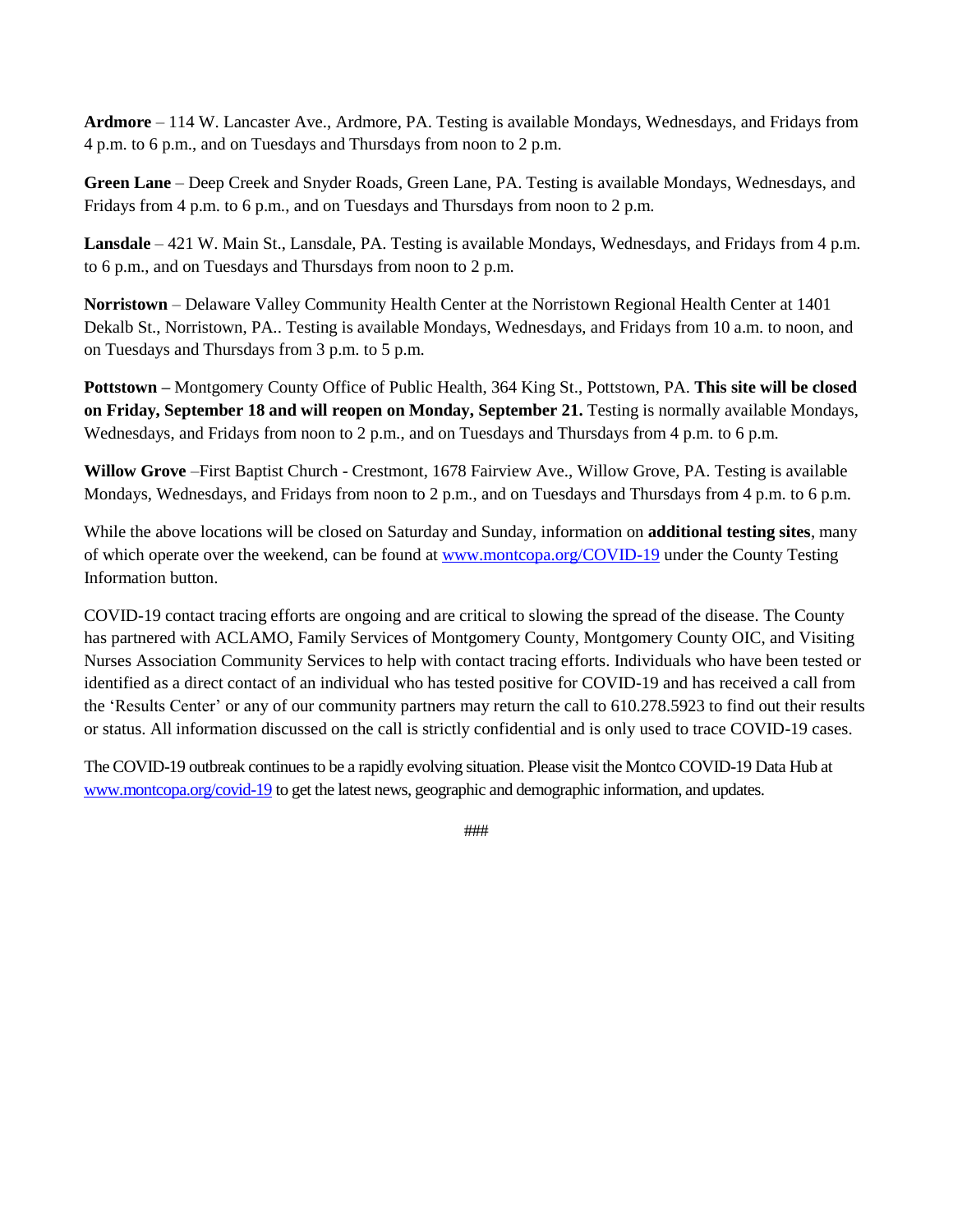**Ardmore** – 114 W. Lancaster Ave., Ardmore, PA. Testing is available Mondays, Wednesdays, and Fridays from 4 p.m. to 6 p.m., and on Tuesdays and Thursdays from noon to 2 p.m.

**Green Lane** – Deep Creek and Snyder Roads, Green Lane, PA. Testing is available Mondays, Wednesdays, and Fridays from 4 p.m. to 6 p.m., and on Tuesdays and Thursdays from noon to 2 p.m.

**Lansdale** – 421 W. Main St., Lansdale, PA. Testing is available Mondays, Wednesdays, and Fridays from 4 p.m. to 6 p.m., and on Tuesdays and Thursdays from noon to 2 p.m.

**Norristown** – Delaware Valley Community Health Center at the Norristown Regional Health Center at 1401 Dekalb St., Norristown, PA.. Testing is available Mondays, Wednesdays, and Fridays from 10 a.m. to noon, and on Tuesdays and Thursdays from 3 p.m. to 5 p.m.

**Pottstown –** Montgomery County Office of Public Health, 364 King St., Pottstown, PA. **This site will be closed on Friday, September 18 and will reopen on Monday, September 21.** Testing is normally available Mondays, Wednesdays, and Fridays from noon to 2 p.m., and on Tuesdays and Thursdays from 4 p.m. to 6 p.m.

**Willow Grove** –First Baptist Church - Crestmont, 1678 Fairview Ave., Willow Grove, PA. Testing is available Mondays, Wednesdays, and Fridays from noon to 2 p.m., and on Tuesdays and Thursdays from 4 p.m. to 6 p.m.

While the above locations will be closed on Saturday and Sunday, information on **additional testing sites**, many of which operate over the weekend, can be found at www.montcopa.org/COVID-19 under the County Testing Information button.

COVID-19 contact tracing efforts are ongoing and are critical to slowing the spread of the disease. The County has partnered with ACLAMO, Family Services of Montgomery County, Montgomery County OIC, and Visiting Nurses Association Community Services to help with contact tracing efforts. Individuals who have been tested or identified as a direct contact of an individual who has tested positive for COVID-19 and has received a call from the 'Results Center' or any of our community partners may return the call to 610.278.5923 to find out their results or status. All information discussed on the call is strictly confidential and is only used to trace COVID-19 cases.

The COVID-19 outbreak continues to be a rapidly evolving situation. Please visit the Montco COVID-19 Data Hub at www.montcopa.org/covid-19 to get the latest news, geographic and demographic information, and updates.

###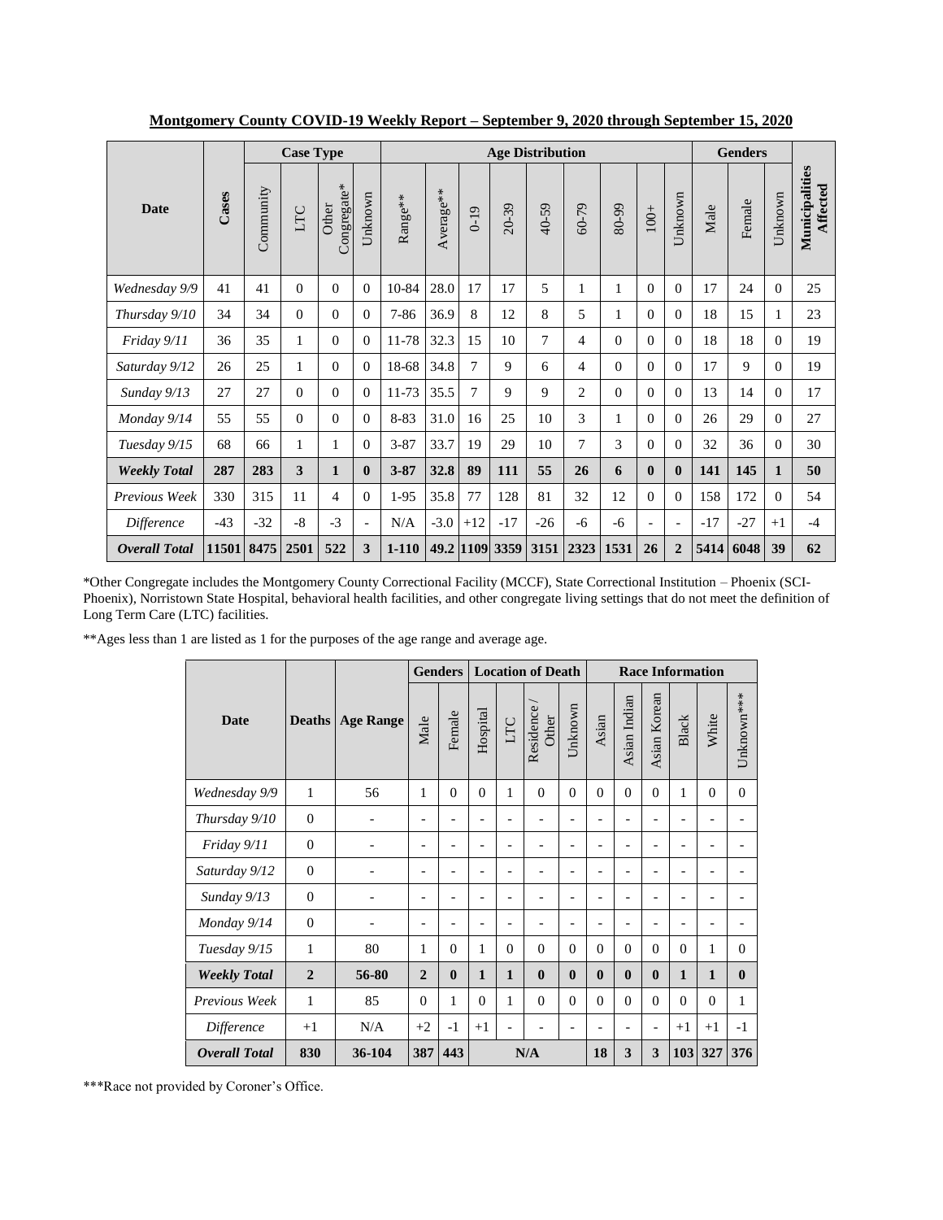**Montgomery County COVID-19 Weekly Report – September 9, 2020 through September 15, 2020**

| Date | Cases | Case Type | | | | Age Distribution | | | | | | | | | Genders | | | Municipalities Affected |
|---|---|---|---|---|---|---|---|---|---|---|---|---|---|---|---|---|---|---|
| | | Community | LTC | Other Congregate* | Unknown | Range** | Average** | 0-19 | 20-39 | 40-59 | 60-79 | 80-99 | 100+ | Unknown | Male | Female | Unknown | |
| *Wednesday 9/9* | 41 | 41 | 0 | 0 | 0 | 10-84 | 28.0 | 17 | 17 | 5 | 1 | 1 | 0 | 0 | 17 | 24 | 0 | 25 |
| *Thursday 9/10* | 34 | 34 | 0 | 0 | 0 | 7-86 | 36.9 | 8 | 12 | 8 | 5 | 1 | 0 | 0 | 18 | 15 | 1 | 23 |
| *Friday 9/11* | 36 | 35 | 1 | 0 | 0 | 11-78 | 32.3 | 15 | 10 | 7 | 4 | 0 | 0 | 0 | 18 | 18 | 0 | 19 |
| *Saturday 9/12* | 26 | 25 | 1 | 0 | 0 | 18-68 | 34.8 | 7 | 9 | 6 | 4 | 0 | 0 | 0 | 17 | 9 | 0 | 19 |
| *Sunday 9/13* | 27 | 27 | 0 | 0 | 0 | 11-73 | 35.5 | 7 | 9 | 9 | 2 | 0 | 0 | 0 | 13 | 14 | 0 | 17 |
| *Monday 9/14* | 55 | 55 | 0 | 0 | 0 | 8-83 | 31.0 | 16 | 25 | 10 | 3 | 1 | 0 | 0 | 26 | 29 | 0 | 27 |
| *Tuesday 9/15* | 68 | 66 | 1 | 1 | 0 | 3-87 | 33.7 | 19 | 29 | 10 | 7 | 3 | 0 | 0 | 32 | 36 | 0 | 30 |
| ***Weekly Total*** | **287** | **283** | **3** | **1** | **0** | **3-87** | **32.8** | **89** | **111** | **55** | **26** | **6** | **0** | **0** | **141** | **145** | **1** | **50** |
| *Previous Week* | 330 | 315 | 11 | 4 | 0 | 1-95 | 35.8 | 77 | 128 | 81 | 32 | 12 | 0 | 0 | 158 | 172 | 0 | 54 |
| *Difference* | -43 | -32 | -8 | -3 | - | N/A | -3.0 | +12 | -17 | -26 | -6 | -6 | - | - | -17 | -27 | +1 | -4 |
| ***Overall Total*** | **11501** | **8475** | **2501** | **522** | **3** | **1-110** | **49.2** | **1109** | **3359** | **3151** | **2323** | **1531** | **26** | **2** | **5414** | **6048** | **39** | **62** |

*Other Congregate includes the Montgomery County Correctional Facility (MCCF), State Correctional Institution – Phoenix (SCI-Phoenix), Norristown State Hospital, behavioral health facilities, and other congregate living settings that do not meet the definition of Long Term Care (LTC) facilities.

**Ages less than 1 are listed as 1 for the purposes of the age range and average age.

| Date | Deaths | Age Range | Genders | | Location of Death | | | | Race Information | | | | | |
|---|---|---|---|---|---|---|---|---|---|---|---|---|---|---|
| | | | Male | Female | Hospital | LTC | Residence / Other | Unknown | Asian | Asian Indian | Asian Korean | Black | White | Unknown*** |
| *Wednesday 9/9* | 1 | 56 | 1 | 0 | 0 | 1 | 0 | 0 | 0 | 0 | 0 | 1 | 0 | 0 |
| *Thursday 9/10* | 0 | - | - | - | - | - | - | - | - | - | - | - | - | - |
| *Friday 9/11* | 0 | - | - | - | - | - | - | - | - | - | - | - | - | - |
| *Saturday 9/12* | 0 | - | - | - | - | - | - | - | - | - | - | - | - | - |
| *Sunday 9/13* | 0 | - | - | - | - | - | - | - | - | - | - | - | - | - |
| *Monday 9/14* | 0 | - | - | - | - | - | - | - | - | - | - | - | - | - |
| *Tuesday 9/15* | 1 | 80 | 1 | 0 | 1 | 0 | 0 | 0 | 0 | 0 | 0 | 0 | 1 | 0 |
| ***Weekly Total*** | **2** | **56-80** | **2** | **0** | **1** | **1** | **0** | **0** | **0** | **0** | **0** | **1** | **1** | **0** |
| *Previous Week* | 1 | 85 | 0 | 1 | 0 | 1 | 0 | 0 | 0 | 0 | 0 | 0 | 0 | 1 |
| *Difference* | +1 | N/A | +2 | -1 | +1 | - | - | - | - | - | - | +1 | +1 | -1 |
| ***Overall Total*** | **830** | **36-104** | **387** | **443** | **N/A** | | | | **18** | **3** | **3** | **103** | **327** | **376** |

***Race not provided by Coroner's Office.